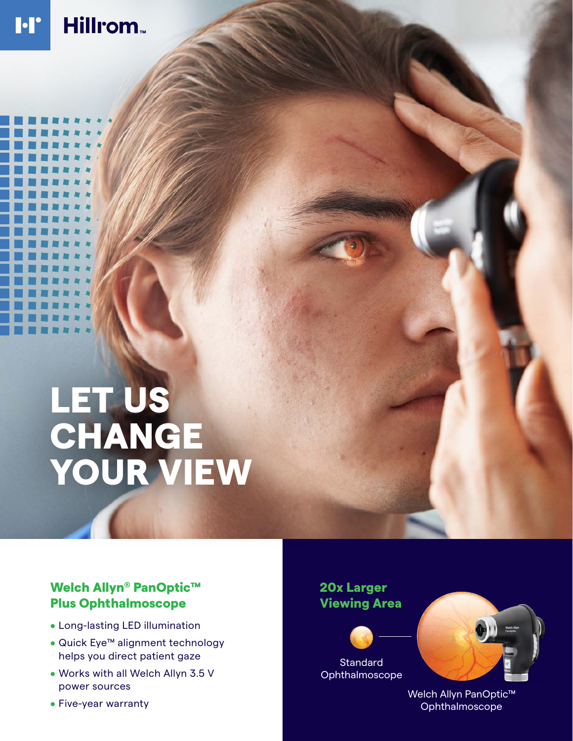Hillrom™

# LET US CHANGE YOUR VIEW

## Welch Allyn® PanOptic™ Plus Ophthalmoscope

- Long-lasting LED illumination
- Quick Eye™ alignment technology helps you direct patient gaze
- Works with all Welch Allyn 3.5 V power sources
- Five-year warranty

## 20x Larger Viewing Area

Standard Ophthalmoscope

Welch Allyn PanOptic™ Ophthalmoscope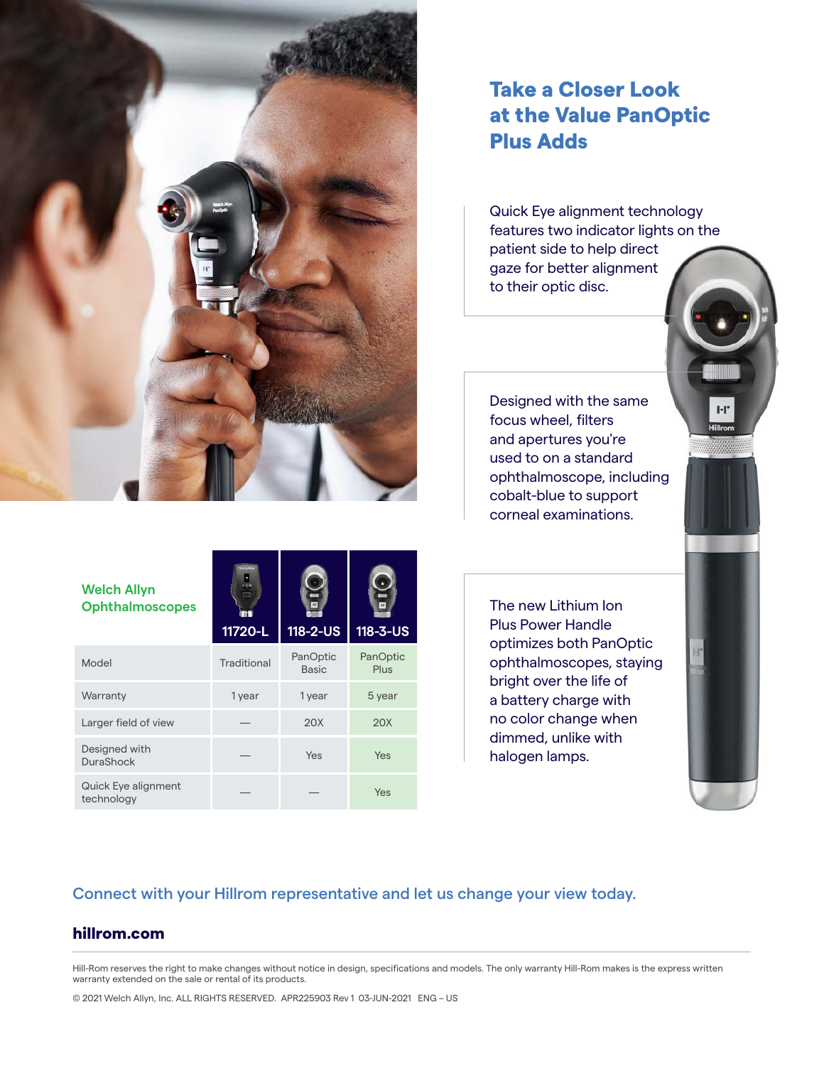## Take a Closer Look at the Value PanOptic Plus Adds

Quick Eye alignment technology features two indicator lights on the patient side to help direct gaze for better alignment to their optic disc.

Designed with the same focus wheel, filters and apertures you're used to on a standard ophthalmoscope, including cobalt-blue to support corneal examinations.

The new Lithium Ion Plus Power Handle optimizes both PanOptic ophthalmoscopes, staying bright over the life of a battery charge with no color change when dimmed, unlike with halogen lamps.

| Welch Allyn Ophthalmoscopes | 11720-L | 118-2-US | 118-3-US |
|---|---|---|---|
| Model | Traditional | PanOptic Basic | PanOptic Plus |
| Warranty | 1 year | 1 year | 5 year |
| Larger field of view | — | 20X | 20X |
| Designed with DuraShock | — | Yes | Yes |
| Quick Eye alignment technology | — | — | Yes |

Connect with your Hillrom representative and let us change your view today.

**hillrom.com**

Hill-Rom reserves the right to make changes without notice in design, specifications and models. The only warranty Hill-Rom makes is the express written warranty extended on the sale or rental of its products.

© 2021 Welch Allyn, Inc. ALL RIGHTS RESERVED. APR225903 Rev 1 03-JUN-2021 ENG – US